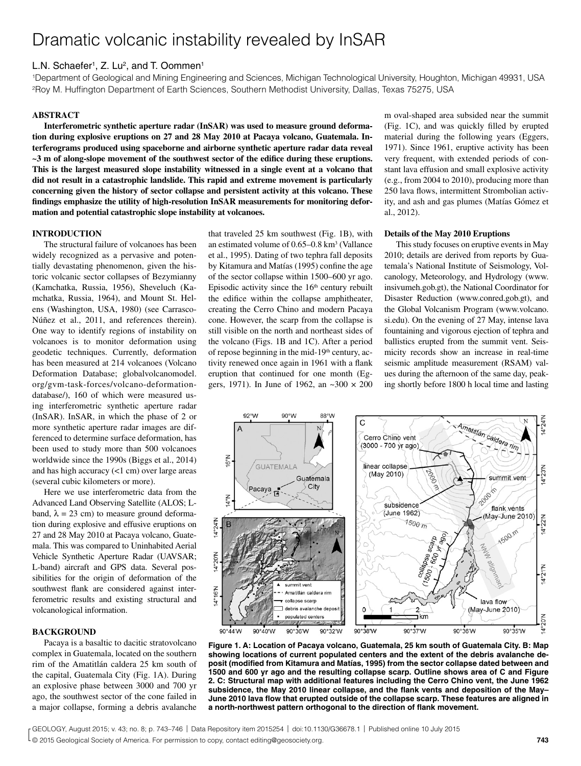# Dramatic volcanic instability revealed by InSAR

L.N. Schaefer[1], Z. Lu[2], and T. Oommen[1]

[1]Department of Geological and Mining Engineering and Sciences, Michigan Technological University, Houghton, Michigan 49931, USA
[2]Roy M. Huffington Department of Earth Sciences, Southern Methodist University, Dallas, Texas 75275, USA

## ABSTRACT

**Interferometric synthetic aperture radar (InSAR) was used to measure ground deformation during explosive eruptions on 27 and 28 May 2010 at Pacaya volcano, Guatemala. Interferograms produced using spaceborne and airborne synthetic aperture radar data reveal ~3 m of along-slope movement of the southwest sector of the edifice during these eruptions. This is the largest measured slope instability witnessed in a single event at a volcano that did not result in a catastrophic landslide. This rapid and extreme movement is particularly concerning given the history of sector collapse and persistent activity at this volcano. These findings emphasize the utility of high-resolution InSAR measurements for monitoring deformation and potential catastrophic slope instability at volcanoes.**

## INTRODUCTION

The structural failure of volcanoes has been widely recognized as a pervasive and potentially devastating phenomenon, given the historic volcanic sector collapses of Bezymianny (Kamchatka, Russia, 1956), Sheveluch (Kamchatka, Russia, 1964), and Mount St. Helens (Washington, USA, 1980) (see Carrasco-Núñez et al., 2011, and references therein). One way to identify regions of instability on volcanoes is to monitor deformation using geodetic techniques. Currently, deformation has been measured at 214 volcanoes (Volcano Deformation Database; globalvolcanomodel.org/gvm-task-forces/volcano-deformation-database/), 160 of which were measured using interferometric synthetic aperture radar (InSAR). InSAR, in which the phase of 2 or more synthetic aperture radar images are differenced to determine surface deformation, has been used to study more than 500 volcanoes worldwide since the 1990s (Biggs et al., 2014) and has high accuracy (<1 cm) over large areas (several cubic kilometers or more).

Here we use interferometric data from the Advanced Land Observing Satellite (ALOS; L-band, $\lambda$ = 23 cm) to measure ground deformation during explosive and effusive eruptions on 27 and 28 May 2010 at Pacaya volcano, Guatemala. This was compared to Uninhabited Aerial Vehicle Synthetic Aperture Radar (UAVSAR; L-band) aircraft and GPS data. Several possibilities for the origin of deformation of the southwest flank are considered against interferometric results and existing structural and volcanological information.

## BACKGROUND

Pacaya is a basaltic to dacitic stratovolcano complex in Guatemala, located on the southern rim of the Amatitlán caldera 25 km south of the capital, Guatemala City (Fig. 1A). During an explosive phase between 3000 and 700 yr ago, the southwest sector of the cone failed in a major collapse, forming a debris avalanche that traveled 25 km southwest (Fig. 1B), with an estimated volume of 0.65–0.8 km$^3$ (Vallance et al., 1995). Dating of two tephra fall deposits by Kitamura and Matías (1995) confine the age of the sector collapse within 1500–600 yr ago. Episodic activity since the 16$^{th}$ century rebuilt the edifice within the collapse amphitheater, creating the Cerro Chino and modern Pacaya cone. However, the scarp from the collapse is still visible on the north and northeast sides of the volcano (Figs. 1B and 1C). After a period of repose beginning in the mid-19$^{th}$ century, activity renewed once again in 1961 with a flank eruption that continued for one month (Eggers, 1971). In June of 1962, an ~300 × 200 m oval-shaped area subsided near the summit (Fig. 1C), and was quickly filled by erupted material during the following years (Eggers, 1971). Since 1961, eruptive activity has been very frequent, with extended periods of constant lava effusion and small explosive activity (e.g., from 2004 to 2010), producing more than 250 lava flows, intermittent Strombolian activity, and ash and gas plumes (Matías Gómez et al., 2012).

### Details of the May 2010 Eruptions

This study focuses on eruptive events in May 2010; details are derived from reports by Guatemala's National Institute of Seismology, Volcanology, Meteorology, and Hydrology (www.insivumeh.gob.gt), the National Coordinator for Disaster Reduction (www.conred.gob.gt), and the Global Volcanism Program (www.volcano.si.edu). On the evening of 27 May, intense lava fountaining and vigorous ejection of tephra and ballistics erupted from the summit vent. Seismicity records show an increase in real-time seismic amplitude measurement (RSAM) values during the afternoon of the same day, peaking shortly before 1800 h local time and lasting

**Figure 1. A: Location of Pacaya volcano, Guatemala, 25 km south of Guatemala City. B: Map showing locations of current populated centers and the extent of the debris avalanche deposit (modified from Kitamura and Matías, 1995) from the sector collapse dated between and 1500 and 600 yr ago and the resulting collapse scarp. Outline shows area of C and Figure 2. C: Structural map with additional features including the Cerro Chino vent, the June 1962 subsidence, the May 2010 linear collapse, and the flank vents and deposition of the May–June 2010 lava flow that erupted outside of the collapse scarp. These features are aligned in a north-northwest pattern orthogonal to the direction of flank movement.**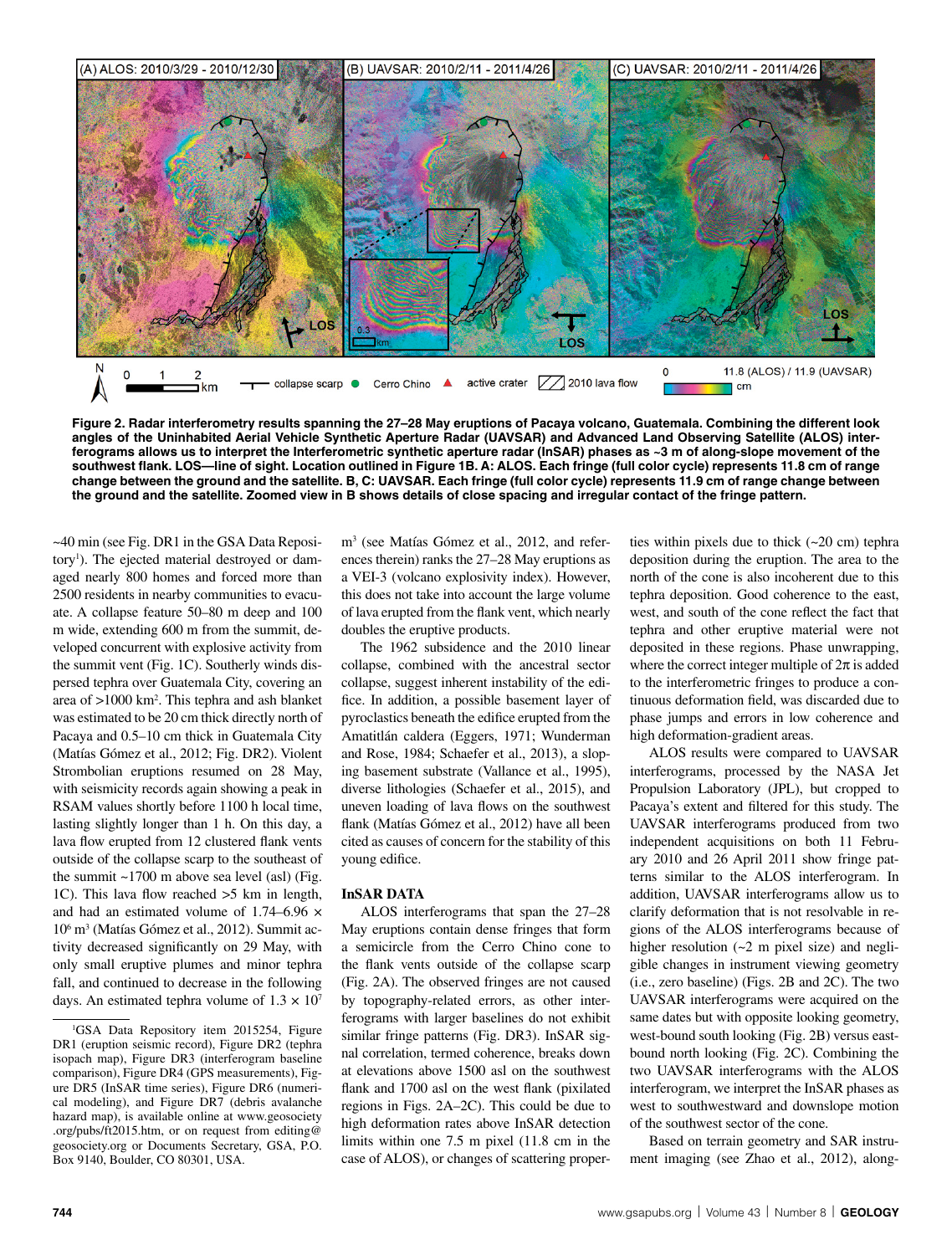Figure 2. Radar interferometry results spanning the 27–28 May eruptions of Pacaya volcano, Guatemala. Combining the different look angles of the Uninhabited Aerial Vehicle Synthetic Aperture Radar (UAVSAR) and Advanced Land Observing Satellite (ALOS) interferograms allows us to interpret the Interferometric synthetic aperture radar (InSAR) phases as ~3 m of along-slope movement of the southwest flank. LOS—line of sight. Location outlined in Figure 1B. A: ALOS. Each fringe (full color cycle) represents 11.8 cm of range change between the ground and the satellite. B, C: UAVSAR. Each fringe (full color cycle) represents 11.9 cm of range change between the ground and the satellite. Zoomed view in B shows details of close spacing and irregular contact of the fringe pattern.

~40 min (see Fig. DR1 in the GSA Data Repository[1]). The ejected material destroyed or damaged nearly 800 homes and forced more than 2500 residents in nearby communities to evacuate. A collapse feature 50–80 m deep and 100 m wide, extending 600 m from the summit, developed concurrent with explosive activity from the summit vent (Fig. 1C). Southerly winds dispersed tephra over Guatemala City, covering an area of >1000 km$^2$. This tephra and ash blanket was estimated to be 20 cm thick directly north of Pacaya and 0.5–10 cm thick in Guatemala City (Matías Gómez et al., 2012; Fig. DR2). Violent Strombolian eruptions resumed on 28 May, with seismicity records again showing a peak in RSAM values shortly before 1100 h local time, lasting slightly longer than 1 h. On this day, a lava flow erupted from 12 clustered flank vents outside of the collapse scarp to the southeast of the summit ~1700 m above sea level (asl) (Fig. 1C). This lava flow reached >5 km in length, and had an estimated volume of 1.74–6.96 × 10$^6$ m$^3$ (Matías Gómez et al., 2012). Summit activity decreased significantly on 29 May, with only small eruptive plumes and minor tephra fall, and continued to decrease in the following days. An estimated tephra volume of 1.3 × 10$^7$ m$^3$ (see Matías Gómez et al., 2012, and references therein) ranks the 27–28 May eruptions as a VEI-3 (volcano explosivity index). However, this does not take into account the large volume of lava erupted from the flank vent, which nearly doubles the eruptive products.

The 1962 subsidence and the 2010 linear collapse, combined with the ancestral sector collapse, suggest inherent instability of the edifice. In addition, a possible basement layer of pyroclastics beneath the edifice erupted from the Amatitlán caldera (Eggers, 1971; Wunderman and Rose, 1984; Schaefer et al., 2013), a sloping basement substrate (Vallance et al., 1995), diverse lithologies (Schaefer et al., 2015), and uneven loading of lava flows on the southwest flank (Matías Gómez et al., 2012) have all been cited as causes of concern for the stability of this young edifice.

## InSAR DATA

ALOS interferograms that span the 27–28 May eruptions contain dense fringes that form a semicircle from the Cerro Chino cone to the flank vents outside of the collapse scarp (Fig. 2A). The observed fringes are not caused by topography-related errors, as other interferograms with larger baselines do not exhibit similar fringe patterns (Fig. DR3). InSAR signal correlation, termed coherence, breaks down at elevations above 1500 asl on the southwest flank and 1700 asl on the west flank (pixilated regions in Figs. 2A–2C). This could be due to high deformation rates above InSAR detection limits within one 7.5 m pixel (11.8 cm in the case of ALOS), or changes of scattering properties within pixels due to thick (~20 cm) tephra deposition during the eruption. The area to the north of the cone is also incoherent due to this tephra deposition. Good coherence to the east, west, and south of the cone reflect the fact that tephra and other eruptive material were not deposited in these regions. Phase unwrapping, where the correct integer multiple of 2π is added to the interferometric fringes to produce a continuous deformation field, was discarded due to phase jumps and errors in low coherence and high deformation-gradient areas.

ALOS results were compared to UAVSAR interferograms, processed by the NASA Jet Propulsion Laboratory (JPL), but cropped to Pacaya's extent and filtered for this study. The UAVSAR interferograms produced from two independent acquisitions on both 11 February 2010 and 26 April 2011 show fringe patterns similar to the ALOS interferogram. In addition, UAVSAR interferograms allow us to clarify deformation that is not resolvable in regions of the ALOS interferograms because of higher resolution (~2 m pixel size) and negligible changes in instrument viewing geometry (i.e., zero baseline) (Figs. 2B and 2C). The two UAVSAR interferograms were acquired on the same dates but with opposite looking geometry, west-bound south looking (Fig. 2B) versus eastbound north looking (Fig. 2C). Combining the two UAVSAR interferograms with the ALOS interferogram, we interpret the InSAR phases as west to southwestward and downslope motion of the southwest sector of the cone.

Based on terrain geometry and SAR instrument imaging (see Zhao et al., 2012), along-

[1]GSA Data Repository item 2015254, Figure DR1 (eruption seismic record), Figure DR2 (tephra isopach map), Figure DR3 (interferogram baseline comparison), Figure DR4 (GPS measurements), Figure DR5 (InSAR time series), Figure DR6 (numerical modeling), and Figure DR7 (debris avalanche hazard map), is available online at www.geosociety.org/pubs/ft2015.htm, or on request from editing@geosociety.org or Documents Secretary, GSA, P.O. Box 9140, Boulder, CO 80301, USA.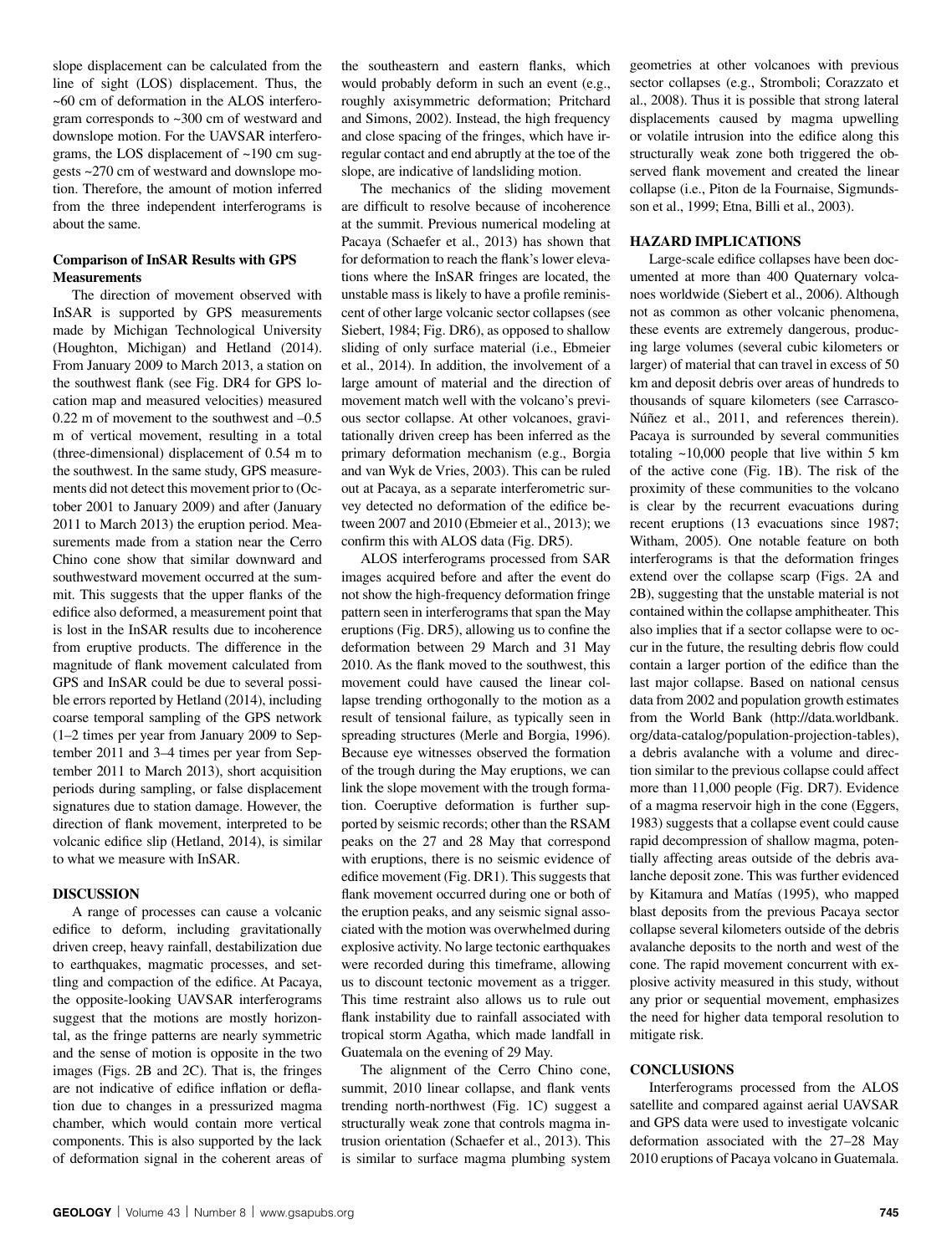slope displacement can be calculated from the line of sight (LOS) displacement. Thus, the ~60 cm of deformation in the ALOS interferogram corresponds to ~300 cm of westward and downslope motion. For the UAVSAR interferograms, the LOS displacement of ~190 cm suggests ~270 cm of westward and downslope motion. Therefore, the amount of motion inferred from the three independent interferograms is about the same.

### Comparison of InSAR Results with GPS Measurements

The direction of movement observed with InSAR is supported by GPS measurements made by Michigan Technological University (Houghton, Michigan) and Hetland (2014). From January 2009 to March 2013, a station on the southwest flank (see Fig. DR4 for GPS location map and measured velocities) measured 0.22 m of movement to the southwest and –0.5 m of vertical movement, resulting in a total (three-dimensional) displacement of 0.54 m to the southwest. In the same study, GPS measurements did not detect this movement prior to (October 2001 to January 2009) and after (January 2011 to March 2013) the eruption period. Measurements made from a station near the Cerro Chino cone show that similar downward and southwestward movement occurred at the summit. This suggests that the upper flanks of the edifice also deformed, a measurement point that is lost in the InSAR results due to incoherence from eruptive products. The difference in the magnitude of flank movement calculated from GPS and InSAR could be due to several possible errors reported by Hetland (2014), including coarse temporal sampling of the GPS network (1–2 times per year from January 2009 to September 2011 and 3–4 times per year from September 2011 to March 2013), short acquisition periods during sampling, or false displacement signatures due to station damage. However, the direction of flank movement, interpreted to be volcanic edifice slip (Hetland, 2014), is similar to what we measure with InSAR.

## DISCUSSION

A range of processes can cause a volcanic edifice to deform, including gravitationally driven creep, heavy rainfall, destabilization due to earthquakes, magmatic processes, and settling and compaction of the edifice. At Pacaya, the opposite-looking UAVSAR interferograms suggest that the motions are mostly horizontal, as the fringe patterns are nearly symmetric and the sense of motion is opposite in the two images (Figs. 2B and 2C). That is, the fringes are not indicative of edifice inflation or deflation due to changes in a pressurized magma chamber, which would contain more vertical components. This is also supported by the lack of deformation signal in the coherent areas of the southeastern and eastern flanks, which would probably deform in such an event (e.g., roughly axisymmetric deformation; Pritchard and Simons, 2002). Instead, the high frequency and close spacing of the fringes, which have irregular contact and end abruptly at the toe of the slope, are indicative of landsliding motion.

The mechanics of the sliding movement are difficult to resolve because of incoherence at the summit. Previous numerical modeling at Pacaya (Schaefer et al., 2013) has shown that for deformation to reach the flank's lower elevations where the InSAR fringes are located, the unstable mass is likely to have a profile reminiscent of other large volcanic sector collapses (see Siebert, 1984; Fig. DR6), as opposed to shallow sliding of only surface material (i.e., Ebmeier et al., 2014). In addition, the involvement of a large amount of material and the direction of movement match well with the volcano's previous sector collapse. At other volcanoes, gravitationally driven creep has been inferred as the primary deformation mechanism (e.g., Borgia and van Wyk de Vries, 2003). This can be ruled out at Pacaya, as a separate interferometric survey detected no deformation of the edifice between 2007 and 2010 (Ebmeier et al., 2013); we confirm this with ALOS data (Fig. DR5).

ALOS interferograms processed from SAR images acquired before and after the event do not show the high-frequency deformation fringe pattern seen in interferograms that span the May eruptions (Fig. DR5), allowing us to confine the deformation between 29 March and 31 May 2010. As the flank moved to the southwest, this movement could have caused the linear collapse trending orthogonally to the motion as a result of tensional failure, as typically seen in spreading structures (Merle and Borgia, 1996). Because eye witnesses observed the formation of the trough during the May eruptions, we can link the slope movement with the trough formation. Coeruptive deformation is further supported by seismic records; other than the RSAM peaks on the 27 and 28 May that correspond with eruptions, there is no seismic evidence of edifice movement (Fig. DR1). This suggests that flank movement occurred during one or both of the eruption peaks, and any seismic signal associated with the motion was overwhelmed during explosive activity. No large tectonic earthquakes were recorded during this timeframe, allowing us to discount tectonic movement as a trigger. This time restraint also allows us to rule out flank instability due to rainfall associated with tropical storm Agatha, which made landfall in Guatemala on the evening of 29 May.

The alignment of the Cerro Chino cone, summit, 2010 linear collapse, and flank vents trending north-northwest (Fig. 1C) suggest a structurally weak zone that controls magma intrusion orientation (Schaefer et al., 2013). This is similar to surface magma plumbing system geometries at other volcanoes with previous sector collapses (e.g., Stromboli; Corazzato et al., 2008). Thus it is possible that strong lateral displacements caused by magma upwelling or volatile intrusion into the edifice along this structurally weak zone both triggered the observed flank movement and created the linear collapse (i.e., Piton de la Fournaise, Sigmundsson et al., 1999; Etna, Billi et al., 2003).

## HAZARD IMPLICATIONS

Large-scale edifice collapses have been documented at more than 400 Quaternary volcanoes worldwide (Siebert et al., 2006). Although not as common as other volcanic phenomena, these events are extremely dangerous, producing large volumes (several cubic kilometers or larger) of material that can travel in excess of 50 km and deposit debris over areas of hundreds to thousands of square kilometers (see Carrasco-Núñez et al., 2011, and references therein). Pacaya is surrounded by several communities totaling ~10,000 people that live within 5 km of the active cone (Fig. 1B). The risk of the proximity of these communities to the volcano is clear by the recurrent evacuations during recent eruptions (13 evacuations since 1987; Witham, 2005). One notable feature on both interferograms is that the deformation fringes extend over the collapse scarp (Figs. 2A and 2B), suggesting that the unstable material is not contained within the collapse amphitheater. This also implies that if a sector collapse were to occur in the future, the resulting debris flow could contain a larger portion of the edifice than the last major collapse. Based on national census data from 2002 and population growth estimates from the World Bank (http://data.worldbank.org/data-catalog/population-projection-tables), a debris avalanche with a volume and direction similar to the previous collapse could affect more than 11,000 people (Fig. DR7). Evidence of a magma reservoir high in the cone (Eggers, 1983) suggests that a collapse event could cause rapid decompression of shallow magma, potentially affecting areas outside of the debris avalanche deposit zone. This was further evidenced by Kitamura and Matías (1995), who mapped blast deposits from the previous Pacaya sector collapse several kilometers outside of the debris avalanche deposits to the north and west of the cone. The rapid movement concurrent with explosive activity measured in this study, without any prior or sequential movement, emphasizes the need for higher data temporal resolution to mitigate risk.

## CONCLUSIONS

Interferograms processed from the ALOS satellite and compared against aerial UAVSAR and GPS data were used to investigate volcanic deformation associated with the 27–28 May 2010 eruptions of Pacaya volcano in Guatemala.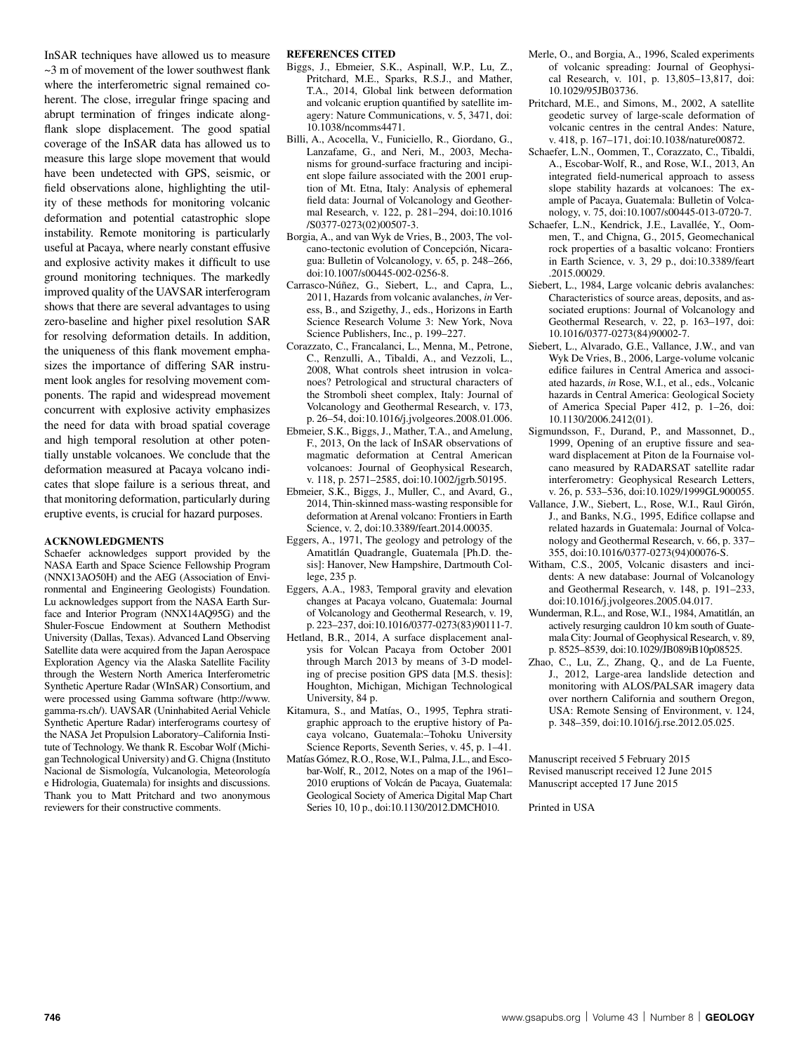InSAR techniques have allowed us to measure ~3 m of movement of the lower southwest flank where the interferometric signal remained coherent. The close, irregular fringe spacing and abrupt termination of fringes indicate along-flank slope displacement. The good spatial coverage of the InSAR data has allowed us to measure this large slope movement that would have been undetected with GPS, seismic, or field observations alone, highlighting the utility of these methods for monitoring volcanic deformation and potential catastrophic slope instability. Remote monitoring is particularly useful at Pacaya, where nearly constant effusive and explosive activity makes it difficult to use ground monitoring techniques. The markedly improved quality of the UAVSAR interferogram shows that there are several advantages to using zero-baseline and higher pixel resolution SAR for resolving deformation details. In addition, the uniqueness of this flank movement emphasizes the importance of differing SAR instrument look angles for resolving movement components. The rapid and widespread movement concurrent with explosive activity emphasizes the need for data with broad spatial coverage and high temporal resolution at other potentially unstable volcanoes. We conclude that the deformation measured at Pacaya volcano indicates that slope failure is a serious threat, and that monitoring deformation, particularly during eruptive events, is crucial for hazard purposes.

## ACKNOWLEDGMENTS

Schaefer acknowledges support provided by the NASA Earth and Space Science Fellowship Program (NNX13AO50H) and the AEG (Association of Environmental and Engineering Geologists) Foundation. Lu acknowledges support from the NASA Earth Surface and Interior Program (NNX14AQ95G) and the Shuler-Foscue Endowment at Southern Methodist University (Dallas, Texas). Advanced Land Observing Satellite data were acquired from the Japan Aerospace Exploration Agency via the Alaska Satellite Facility through the Western North America Interferometric Synthetic Aperture Radar (WInSAR) Consortium, and were processed using Gamma software (http://www.gamma-rs.ch/). UAVSAR (Uninhabited Aerial Vehicle Synthetic Aperture Radar) interferograms courtesy of the NASA Jet Propulsion Laboratory–California Institute of Technology. We thank R. Escobar Wolf (Michigan Technological University) and G. Chigna (Instituto Nacional de Sismología, Vulcanologia, Meteorología e Hidrologia, Guatemala) for insights and discussions. Thank you to Matt Pritchard and two anonymous reviewers for their constructive comments.

## REFERENCES CITED

Biggs, J., Ebmeier, S.K., Aspinall, W.P., Lu, Z., Pritchard, M.E., Sparks, R.S.J., and Mather, T.A., 2014, Global link between deformation and volcanic eruption quantified by satellite imagery: Nature Communications, v. 5, 3471, doi:10.1038/ncomms4471.

Billi, A., Acocella, V., Funiciello, R., Giordano, G., Lanzafame, G., and Neri, M., 2003, Mechanisms for ground-surface fracturing and incipient slope failure associated with the 2001 eruption of Mt. Etna, Italy: Analysis of ephemeral field data: Journal of Volcanology and Geothermal Research, v. 122, p. 281–294, doi:10.1016/S0377-0273(02)00507-3.

Borgia, A., and van Wyk de Vries, B., 2003, The volcano-tectonic evolution of Concepción, Nicaragua: Bulletin of Volcanology, v. 65, p. 248–266, doi:10.1007/s00445-002-0256-8.

Carrasco-Núñez, G., Siebert, L., and Capra, L., 2011, Hazards from volcanic avalanches, *in* Veress, B., and Szigethy, J., eds., Horizons in Earth Science Research Volume 3: New York, Nova Science Publishers, Inc., p. 199–227.

Corazzato, C., Francalanci, L., Menna, M., Petrone, C., Renzulli, A., Tibaldi, A., and Vezzoli, L., 2008, What controls sheet intrusion in volcanoes? Petrological and structural characters of the Stromboli sheet complex, Italy: Journal of Volcanology and Geothermal Research, v. 173, p. 26–54, doi:10.1016/j.jvolgeores.2008.01.006.

Ebmeier, S.K., Biggs, J., Mather, T.A., and Amelung, F., 2013, On the lack of InSAR observations of magmatic deformation at Central American volcanoes: Journal of Geophysical Research, v. 118, p. 2571–2585, doi:10.1002/jgrb.50195.

Ebmeier, S.K., Biggs, J., Muller, C., and Avard, G., 2014, Thin-skinned mass-wasting responsible for deformation at Arenal volcano: Frontiers in Earth Science, v. 2, doi:10.3389/feart.2014.00035.

Eggers, A., 1971, The geology and petrology of the Amatitlán Quadrangle, Guatemala [Ph.D. thesis]: Hanover, New Hampshire, Dartmouth College, 235 p.

Eggers, A.A., 1983, Temporal gravity and elevation changes at Pacaya volcano, Guatemala: Journal of Volcanology and Geothermal Research, v. 19, p. 223–237, doi:10.1016/0377-0273(83)90111-7.

Hetland, B.R., 2014, A surface displacement analysis for Volcan Pacaya from October 2001 through March 2013 by means of 3-D modeling of precise position GPS data [M.S. thesis]: Houghton, Michigan, Michigan Technological University, 84 p.

Kitamura, S., and Matías, O., 1995, Tephra stratigraphic approach to the eruptive history of Pacaya volcano, Guatemala:–Tohoku University Science Reports, Seventh Series, v. 45, p. 1–41.

Matías Gómez, R.O., Rose, W.I., Palma, J.L., and Escobar-Wolf, R., 2012, Notes on a map of the 1961–2010 eruptions of Volcán de Pacaya, Guatemala: Geological Society of America Digital Map Chart Series 10, 10 p., doi:10.1130/2012.DMCH010.

Merle, O., and Borgia, A., 1996, Scaled experiments of volcanic spreading: Journal of Geophysical Research, v. 101, p. 13,805–13,817, doi:10.1029/95JB03736.

Pritchard, M.E., and Simons, M., 2002, A satellite geodetic survey of large-scale deformation of volcanic centres in the central Andes: Nature, v. 418, p. 167–171, doi:10.1038/nature00872.

Schaefer, L.N., Oommen, T., Corazzato, C., Tibaldi, A., Escobar-Wolf, R., and Rose, W.I., 2013, An integrated field-numerical approach to assess slope stability hazards at volcanoes: The example of Pacaya, Guatemala: Bulletin of Volcanology, v. 75, doi:10.1007/s00445-013-0720-7.

Schaefer, L.N., Kendrick, J.E., Lavallée, Y., Oommen, T., and Chigna, G., 2015, Geomechanical rock properties of a basaltic volcano: Frontiers in Earth Science, v. 3, 29 p., doi:10.3389/feart.2015.00029.

Siebert, L., 1984, Large volcanic debris avalanches: Characteristics of source areas, deposits, and associated eruptions: Journal of Volcanology and Geothermal Research, v. 22, p. 163–197, doi:10.1016/0377-0273(84)90002-7.

Siebert, L., Alvarado, G.E., Vallance, J.W., and van Wyk De Vries, B., 2006, Large-volume volcanic edifice failures in Central America and associated hazards, *in* Rose, W.I., et al., eds., Volcanic hazards in Central America: Geological Society of America Special Paper 412, p. 1–26, doi:10.1130/2006.2412(01).

Sigmundsson, F., Durand, P., and Massonnet, D., 1999, Opening of an eruptive fissure and seaward displacement at Piton de la Fournaise volcano measured by RADARSAT satellite radar interferometry: Geophysical Research Letters, v. 26, p. 533–536, doi:10.1029/1999GL900055.

Vallance, J.W., Siebert, L., Rose, W.I., Raul Girón, J., and Banks, N.G., 1995, Edifice collapse and related hazards in Guatemala: Journal of Volcanology and Geothermal Research, v. 66, p. 337–355, doi:10.1016/0377-0273(94)00076-S.

Witham, C.S., 2005, Volcanic disasters and incidents: A new database: Journal of Volcanology and Geothermal Research, v. 148, p. 191–233, doi:10.1016/j.jvolgeores.2005.04.017.

Wunderman, R.L., and Rose, W.I., 1984, Amatitlán, an actively resurging cauldron 10 km south of Guatemala City: Journal of Geophysical Research, v. 89, p. 8525–8539, doi:10.1029/JB089iB10p08525.

Zhao, C., Lu, Z., Zhang, Q., and de La Fuente, J., 2012, Large-area landslide detection and monitoring with ALOS/PALSAR imagery data over northern California and southern Oregon, USA: Remote Sensing of Environment, v. 124, p. 348–359, doi:10.1016/j.rse.2012.05.025.

Manuscript received 5 February 2015
Revised manuscript received 12 June 2015
Manuscript accepted 17 June 2015

Printed in USA